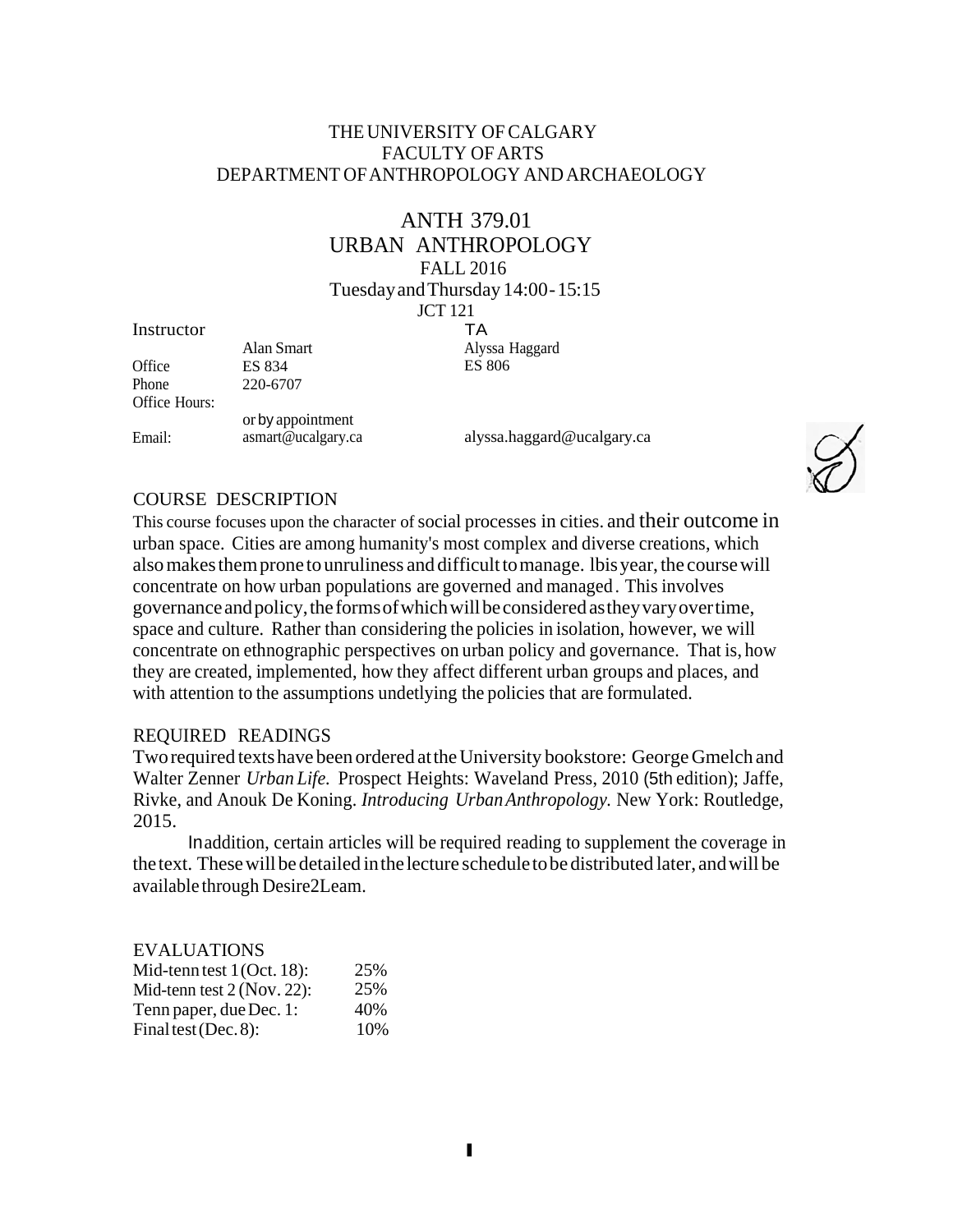THE UNIVERSITY OF CALGARY
FACULTY OF ARTS
DEPARTMENT OF ANTHROPOLOGY AND ARCHAEOLOGY

# ANTH 379.01
# URBAN ANTHROPOLOGY

FALL 2016
Tuesday and Thursday 14:00-15:15
JCT 121

| | Instructor | TA |
|---|---|---|
| | Alan Smart | Alyssa Haggard |
| Office | ES 834 | ES 806 |
| Phone | 220-6707 | |
| Office Hours: | or by appointment | |
| Email: | asmart@ucalgary.ca | alyssa.haggard@ucalgary.ca |

## COURSE DESCRIPTION

This course focuses upon the character of social processes in cities. and their outcome in urban space. Cities are among humanity's most complex and diverse creations, which also makes them prone to unruliness and difficult to manage. lbis year, the course will concentrate on how urban populations are governed and managed. This involves governance and policy, the forms of which will be considered as they vary over time, space and culture. Rather than considering the policies in isolation, however, we will concentrate on ethnographic perspectives on urban policy and governance. That is, how they are created, implemented, how they affect different urban groups and places, and with attention to the assumptions undetlying the policies that are formulated.

## REQUIRED READINGS

Two required texts have been ordered at the University bookstore: George Gmelch and Walter Zenner *Urban Life.* Prospect Heights: Waveland Press, 2010 (5th edition); Jaffe, Rivke, and Anouk De Koning. *Introducing Urban Anthropology.* New York: Routledge, 2015.

In addition, certain articles will be required reading to supplement the coverage in the text. These will be detailed in the lecture schedule to be distributed later, and will be available through Desire2Leam.

## EVALUATIONS

| | |
|---|---|
| Mid-tenn test 1 (Oct. 18): | 25% |
| Mid-tenn test 2 (Nov. 22): | 25% |
| Tenn paper, due Dec. 1: | 40% |
| Final test (Dec. 8): | 10% |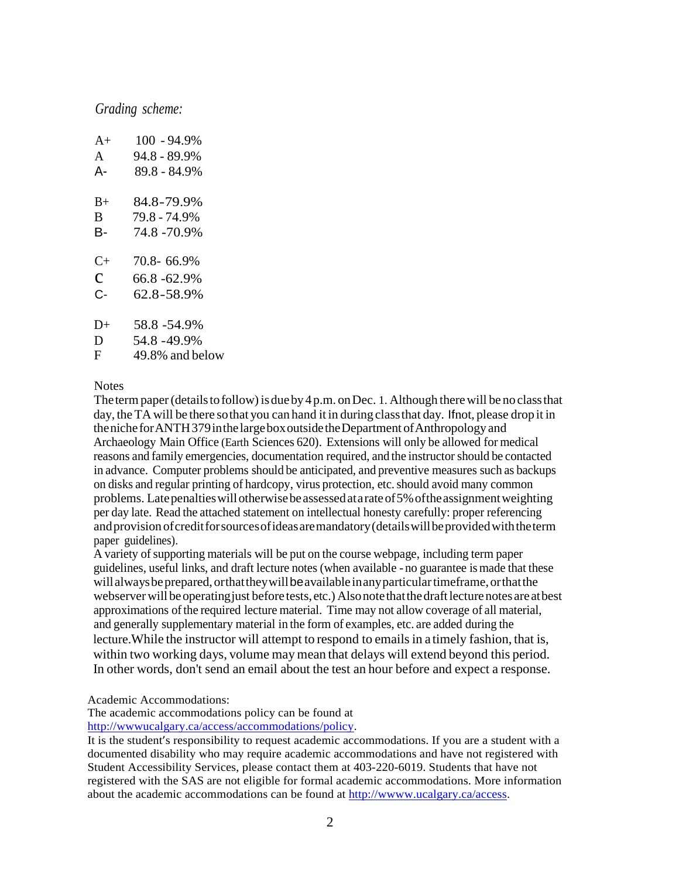*Grading scheme:*

| | |
|---|---|
| A+ | 100 - 94.9% |
| A | 94.8 - 89.9% |
| A- | 89.8 - 84.9% |
| B+ | 84.8-79.9% |
| B | 79.8 - 74.9% |
| B- | 74.8 -70.9% |
| C+ | 70.8- 66.9% |
| C | 66.8 -62.9% |
| C- | 62.8-58.9% |
| D+ | 58.8 -54.9% |
| D | 54.8 -49.9% |
| F | 49.8% and below |

Notes

The term paper (details to follow) is due by 4 p.m. on Dec. 1. Although there will be no class that day, the TA will be there so that you can hand it in during class that day. If not, please drop it in the niche for ANTH 379 in the large box outside the Department of Anthropology and Archaeology Main Office (Earth Sciences 620). Extensions will only be allowed for medical reasons and family emergencies, documentation required, and the instructor should be contacted in advance. Computer problems should be anticipated, and preventive measures such as backups on disks and regular printing of hardcopy, virus protection, etc. should avoid many common problems. Late penalties will otherwise be assessed at a rate of 5% of the assignment weighting per day late. Read the attached statement on intellectual honesty carefully: proper referencing and provision of credit for sources of ideas are mandatory (details will be provided with the term paper guidelines).

A variety of supporting materials will be put on the course webpage, including term paper guidelines, useful links, and draft lecture notes (when available - no guarantee is made that these will always be prepared, or that they will be available in any particular timeframe, or that the webserver will be operating just before tests, etc.) Also note that the draft lecture notes are at best approximations of the required lecture material. Time may not allow coverage of all material, and generally supplementary material in the form of examples, etc. are added during the lecture.While the instructor will attempt to respond to emails in a timely fashion, that is, within two working days, volume may mean that delays will extend beyond this period. In other words, don't send an email about the test an hour before and expect a response.

Academic Accommodations:

The academic accommodations policy can be found at [http://wwwucalgary.ca/access/accommodations/policy](http://wwwucalgary.ca/access/accommodations/policy).

It is the student's responsibility to request academic accommodations. If you are a student with a documented disability who may require academic accommodations and have not registered with Student Accessibility Services, please contact them at 403-220-6019. Students that have not registered with the SAS are not eligible for formal academic accommodations. More information about the academic accommodations can be found at [http://wwww.ucalgary.ca/access](http://wwww.ucalgary.ca/access).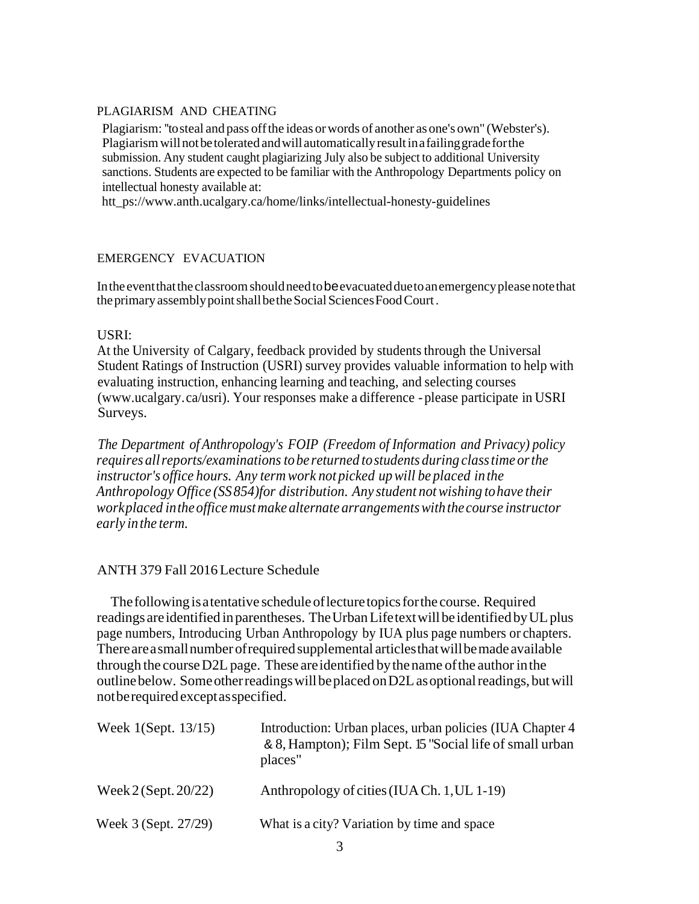## PLAGIARISM AND CHEATING

Plagiarism: "to steal and pass off the ideas or words of another as one's own" (Webster's). Plagiarism will not be tolerated and will automatically result in a failing grade for the submission. Any student caught plagiarizing July also be subject to additional University sanctions. Students are expected to be familiar with the Anthropology Departments policy on intellectual honesty available at:
htt_ps://www.anth.ucalgary.ca/home/links/intellectual-honesty-guidelines

## EMERGENCY EVACUATION

In the event that the classroom should need to be evacuated due to an emergency please note that the primary assembly point shall be the Social Sciences Food Court.

## USRI:

At the University of Calgary, feedback provided by students through the Universal Student Ratings of Instruction (USRI) survey provides valuable information to help with evaluating instruction, enhancing learning and teaching, and selecting courses (www.ucalgary.ca/usri). Your responses make a difference - please participate in USRI Surveys.

*The Department of Anthropology's FOIP (Freedom of Information and Privacy) policy requires all reports/examinations to be returned to students during class time or the instructor's office hours. Any term work not picked up will be placed in the Anthropology Office (SS 854) for distribution. Any student not wishing to have their work placed in the office must make alternate arrangements with the course instructor early in the term.*

## ANTH 379 Fall 2016 Lecture Schedule

The following is a tentative schedule of lecture topics for the course. Required readings are identified in parentheses. The Urban Life text will be identified by UL plus page numbers, Introducing Urban Anthropology by IUA plus page numbers or chapters. There are a small number of required supplemental articles that will be made available through the course D2L page. These are identified by the name of the author in the outline below. Some other readings will be placed on D2L as optional readings, but will not be required except as specified.

| | |
|---|---|
| Week 1 (Sept. 13/15) | Introduction: Urban places, urban policies (IUA Chapter 4 & 8, Hampton); Film Sept. 15 "Social life of small urban places" |
| Week 2 (Sept. 20/22) | Anthropology of cities (IUA Ch. 1, UL 1-19) |
| Week 3 (Sept. 27/29) | What is a city? Variation by time and space |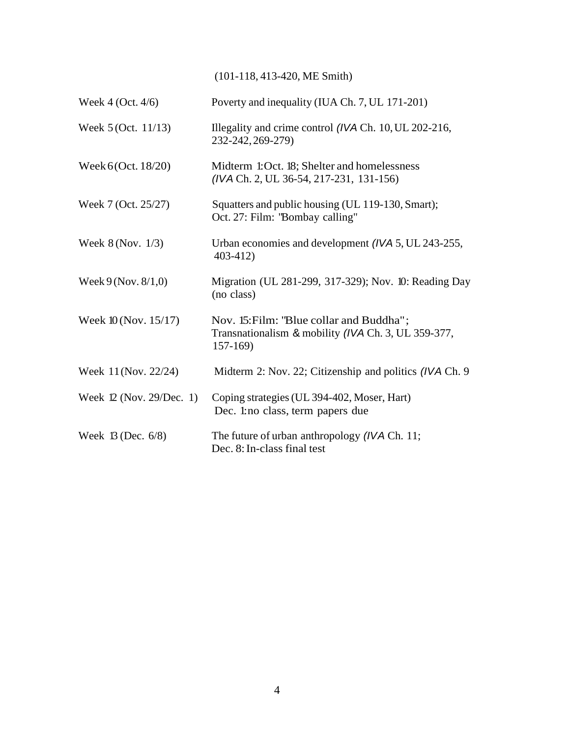| | |
|---|---|
| | (101-118, 413-420, ME Smith) |
| Week 4 (Oct. 4/6) | Poverty and inequality (IUA Ch. 7, UL 171-201) |
| Week 5 (Oct. 11/13) | Illegality and crime control *(IVA* Ch. 10, UL 202-216, 232-242, 269-279) |
| Week 6 (Oct. 18/20) | Midterm 1: Oct. 18; Shelter and homelessness *(IVA* Ch. 2, UL 36-54, 217-231, 131-156) |
| Week 7 (Oct. 25/27) | Squatters and public housing (UL 119-130, Smart); Oct. 27: Film: "Bombay calling" |
| Week 8 (Nov. 1/3) | Urban economies and development *(IVA* 5, UL 243-255, 403-412) |
| Week 9 (Nov. 8/1,0) | Migration (UL 281-299, 317-329); Nov. 10: Reading Day (no class) |
| Week 10 (Nov. 15/17) | Nov. 15: Film: "Blue collar and Buddha"; Transnationalism & mobility *(IVA* Ch. 3, UL 359-377, 157-169) |
| Week 11 (Nov. 22/24) | Midterm 2: Nov. 22; Citizenship and politics *(IVA* Ch. 9 |
| Week 12 (Nov. 29/Dec. 1) | Coping strategies (UL 394-402, Moser, Hart) Dec. 1: no class, term papers due |
| Week 13 (Dec. 6/8) | The future of urban anthropology *(IVA* Ch. 11; Dec. 8: In-class final test |